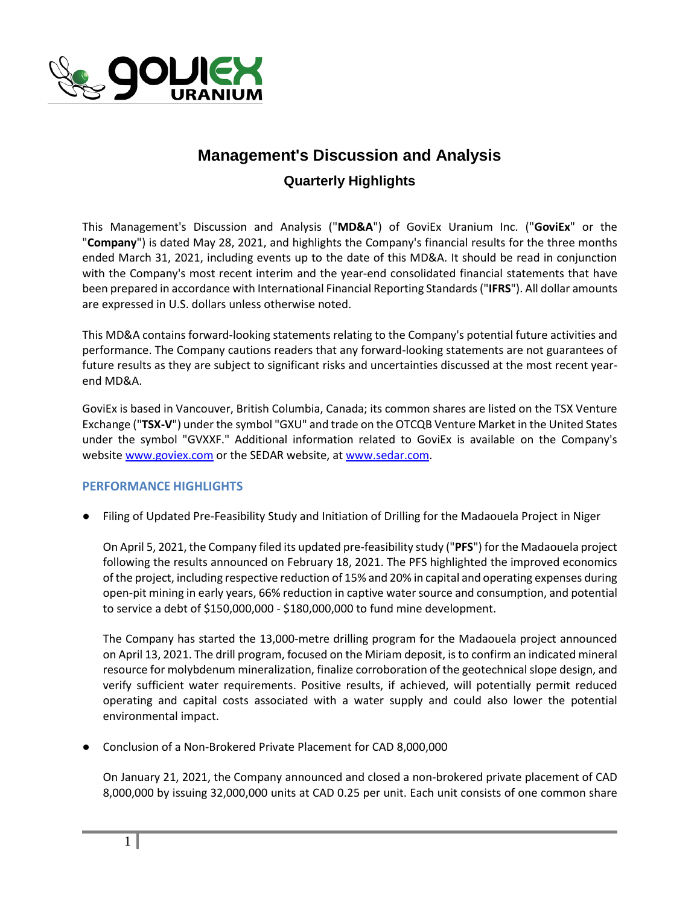# Management's Discussion and Analysis

## Quarterly Highlights

This Management's Discussion and Analysis ("**MD&A**") of GoviEx Uranium Inc. ("**GoviEx**" or the "**Company**") is dated May 28, 2021, and highlights the Company's financial results for the three months ended March 31, 2021, including events up to the date of this MD&A. It should be read in conjunction with the Company's most recent interim and the year-end consolidated financial statements that have been prepared in accordance with International Financial Reporting Standards ("**IFRS**"). All dollar amounts are expressed in U.S. dollars unless otherwise noted.

This MD&A contains forward-looking statements relating to the Company's potential future activities and performance. The Company cautions readers that any forward-looking statements are not guarantees of future results as they are subject to significant risks and uncertainties discussed at the most recent year-end MD&A.

GoviEx is based in Vancouver, British Columbia, Canada; its common shares are listed on the TSX Venture Exchange ("**TSX-V**") under the symbol "GXU" and trade on the OTCQB Venture Market in the United States under the symbol "GVXXF." Additional information related to GoviEx is available on the Company's website [www.goviex.com](http://www.goviex.com) or the SEDAR website, at [www.sedar.com](http://www.sedar.com).

### PERFORMANCE HIGHLIGHTS

- Filing of Updated Pre-Feasibility Study and Initiation of Drilling for the Madaouela Project in Niger

  On April 5, 2021, the Company filed its updated pre-feasibility study ("**PFS**") for the Madaouela project following the results announced on February 18, 2021. The PFS highlighted the improved economics of the project, including respective reduction of 15% and 20% in capital and operating expenses during open-pit mining in early years, 66% reduction in captive water source and consumption, and potential to service a debt of $150,000,000 - $180,000,000 to fund mine development.

  The Company has started the 13,000-metre drilling program for the Madaouela project announced on April 13, 2021. The drill program, focused on the Miriam deposit, is to confirm an indicated mineral resource for molybdenum mineralization, finalize corroboration of the geotechnical slope design, and verify sufficient water requirements. Positive results, if achieved, will potentially permit reduced operating and capital costs associated with a water supply and could also lower the potential environmental impact.

- Conclusion of a Non-Brokered Private Placement for CAD 8,000,000

  On January 21, 2021, the Company announced and closed a non-brokered private placement of CAD 8,000,000 by issuing 32,000,000 units at CAD 0.25 per unit. Each unit consists of one common share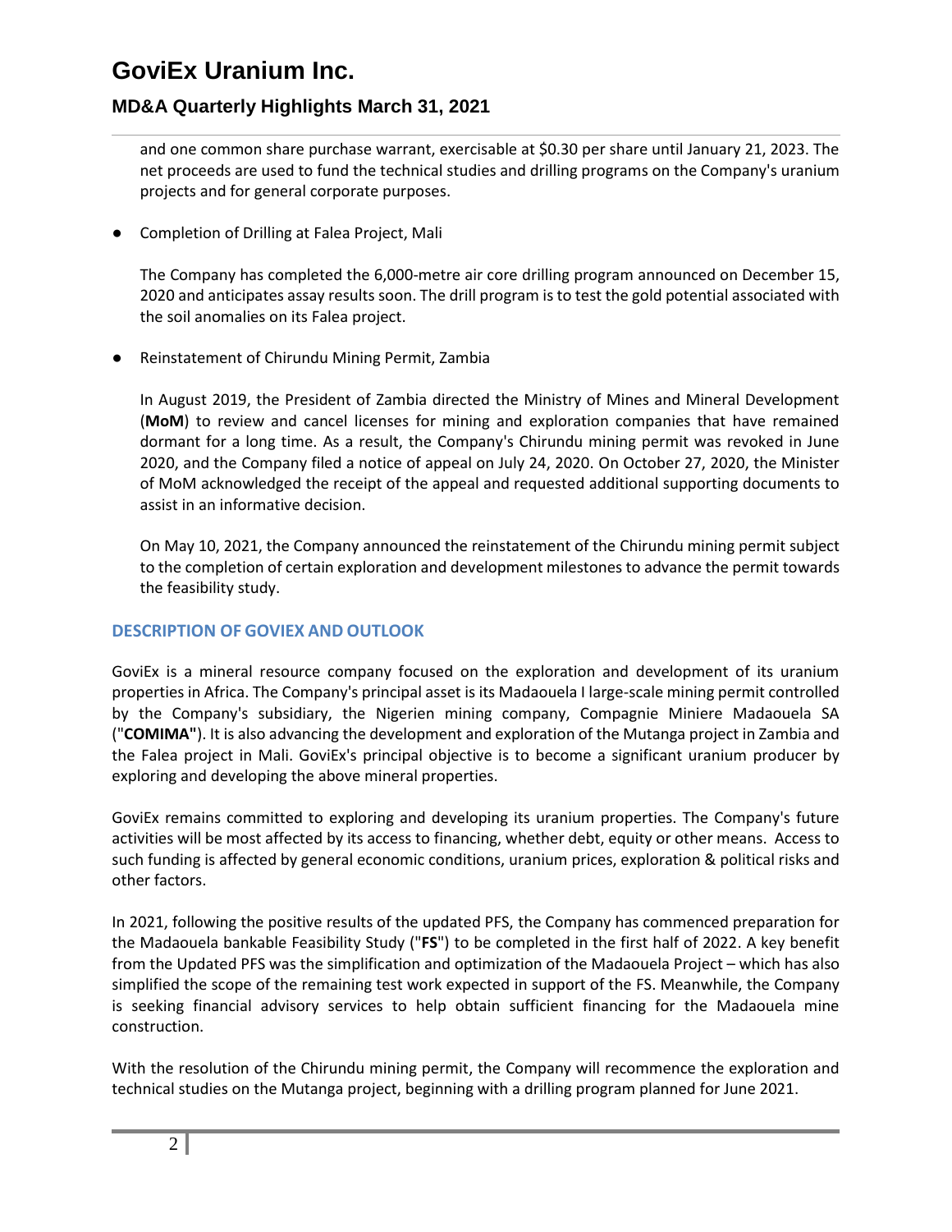and one common share purchase warrant, exercisable at $0.30 per share until January 21, 2023. The net proceeds are used to fund the technical studies and drilling programs on the Company's uranium projects and for general corporate purposes.

- Completion of Drilling at Falea Project, Mali

  The Company has completed the 6,000-metre air core drilling program announced on December 15, 2020 and anticipates assay results soon. The drill program is to test the gold potential associated with the soil anomalies on its Falea project.

- Reinstatement of Chirundu Mining Permit, Zambia

  In August 2019, the President of Zambia directed the Ministry of Mines and Mineral Development (**MoM**) to review and cancel licenses for mining and exploration companies that have remained dormant for a long time. As a result, the Company's Chirundu mining permit was revoked in June 2020, and the Company filed a notice of appeal on July 24, 2020. On October 27, 2020, the Minister of MoM acknowledged the receipt of the appeal and requested additional supporting documents to assist in an informative decision.

  On May 10, 2021, the Company announced the reinstatement of the Chirundu mining permit subject to the completion of certain exploration and development milestones to advance the permit towards the feasibility study.

## DESCRIPTION OF GOVIEX AND OUTLOOK

GoviEx is a mineral resource company focused on the exploration and development of its uranium properties in Africa. The Company's principal asset is its Madaouela I large-scale mining permit controlled by the Company's subsidiary, the Nigerien mining company, Compagnie Miniere Madaouela SA ("**COMIMA**"). It is also advancing the development and exploration of the Mutanga project in Zambia and the Falea project in Mali. GoviEx's principal objective is to become a significant uranium producer by exploring and developing the above mineral properties.

GoviEx remains committed to exploring and developing its uranium properties. The Company's future activities will be most affected by its access to financing, whether debt, equity or other means. Access to such funding is affected by general economic conditions, uranium prices, exploration & political risks and other factors.

In 2021, following the positive results of the updated PFS, the Company has commenced preparation for the Madaouela bankable Feasibility Study ("**FS**") to be completed in the first half of 2022. A key benefit from the Updated PFS was the simplification and optimization of the Madaouela Project – which has also simplified the scope of the remaining test work expected in support of the FS. Meanwhile, the Company is seeking financial advisory services to help obtain sufficient financing for the Madaouela mine construction.

With the resolution of the Chirundu mining permit, the Company will recommence the exploration and technical studies on the Mutanga project, beginning with a drilling program planned for June 2021.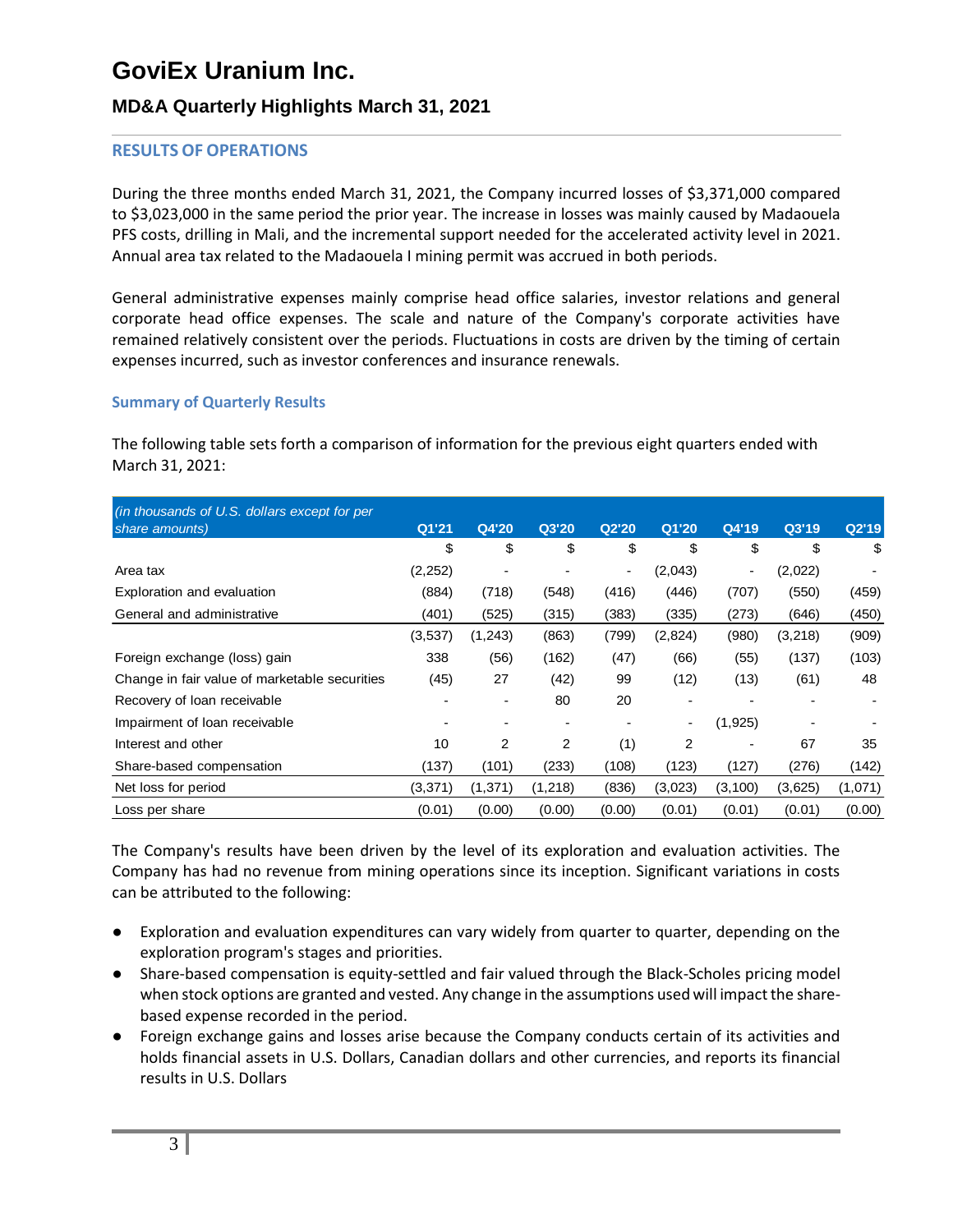# GoviEx Uranium Inc.

## MD&A Quarterly Highlights March 31, 2021

### RESULTS OF OPERATIONS

During the three months ended March 31, 2021, the Company incurred losses of $3,371,000 compared to $3,023,000 in the same period the prior year. The increase in losses was mainly caused by Madaouela PFS costs, drilling in Mali, and the incremental support needed for the accelerated activity level in 2021. Annual area tax related to the Madaouela I mining permit was accrued in both periods.

General administrative expenses mainly comprise head office salaries, investor relations and general corporate head office expenses. The scale and nature of the Company's corporate activities have remained relatively consistent over the periods. Fluctuations in costs are driven by the timing of certain expenses incurred, such as investor conferences and insurance renewals.

#### Summary of Quarterly Results

The following table sets forth a comparison of information for the previous eight quarters ended with March 31, 2021:

| *(in thousands of U.S. dollars except for per share amounts)* | Q1'21 | Q4'20 | Q3'20 | Q2'20 | Q1'20 | Q4'19 | Q3'19 | Q2'19 |
|---|---|---|---|---|---|---|---|---|
| | $ | $ | $ | $ | $ | $ | $ | $ |
| Area tax | (2,252) | - | - | - | (2,043) | - | (2,022) | - |
| Exploration and evaluation | (884) | (718) | (548) | (416) | (446) | (707) | (550) | (459) |
| General and administrative | (401) | (525) | (315) | (383) | (335) | (273) | (646) | (450) |
| | (3,537) | (1,243) | (863) | (799) | (2,824) | (980) | (3,218) | (909) |
| Foreign exchange (loss) gain | 338 | (56) | (162) | (47) | (66) | (55) | (137) | (103) |
| Change in fair value of marketable securities | (45) | 27 | (42) | 99 | (12) | (13) | (61) | 48 |
| Recovery of loan receivable | - | - | 80 | 20 | - | - | - | - |
| Impairment of loan receivable | - | - | - | - | - | (1,925) | - | - |
| Interest and other | 10 | 2 | 2 | (1) | 2 | - | 67 | 35 |
| Share-based compensation | (137) | (101) | (233) | (108) | (123) | (127) | (276) | (142) |
| Net loss for period | (3,371) | (1,371) | (1,218) | (836) | (3,023) | (3,100) | (3,625) | (1,071) |
| Loss per share | (0.01) | (0.00) | (0.00) | (0.00) | (0.01) | (0.01) | (0.01) | (0.00) |

The Company's results have been driven by the level of its exploration and evaluation activities. The Company has had no revenue from mining operations since its inception. Significant variations in costs can be attributed to the following:

- Exploration and evaluation expenditures can vary widely from quarter to quarter, depending on the exploration program's stages and priorities.
- Share-based compensation is equity-settled and fair valued through the Black-Scholes pricing model when stock options are granted and vested. Any change in the assumptions used will impact the share-based expense recorded in the period.
- Foreign exchange gains and losses arise because the Company conducts certain of its activities and holds financial assets in U.S. Dollars, Canadian dollars and other currencies, and reports its financial results in U.S. Dollars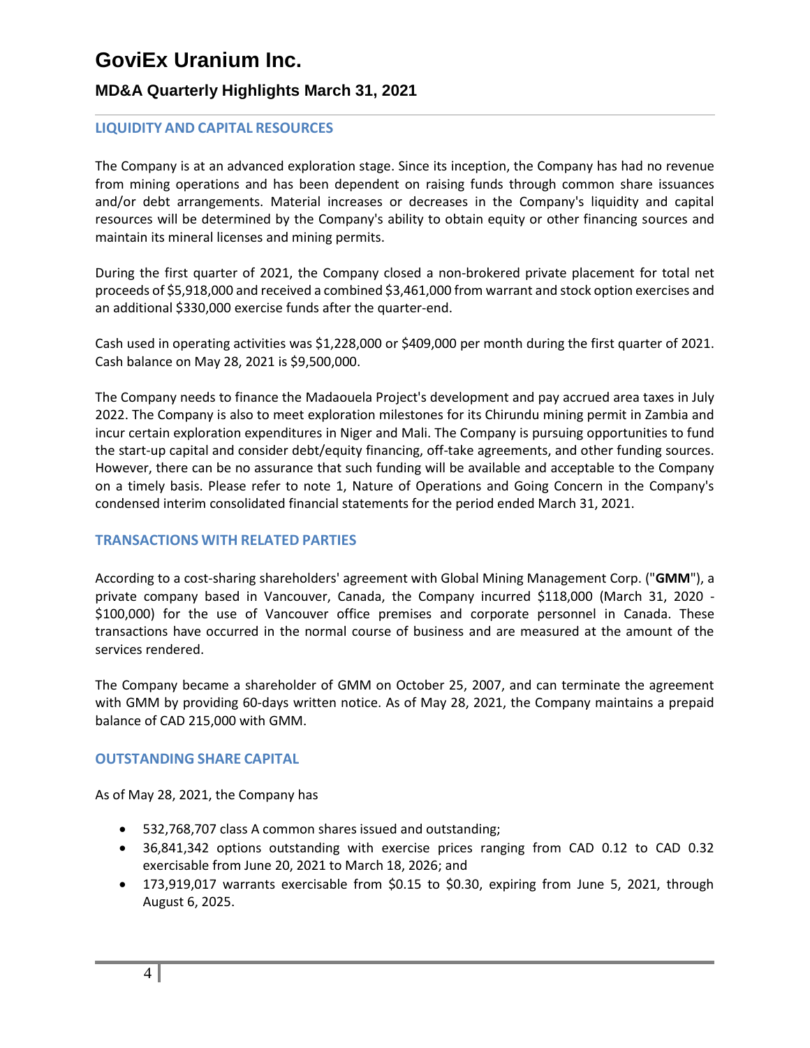## LIQUIDITY AND CAPITAL RESOURCES

The Company is at an advanced exploration stage. Since its inception, the Company has had no revenue from mining operations and has been dependent on raising funds through common share issuances and/or debt arrangements. Material increases or decreases in the Company's liquidity and capital resources will be determined by the Company's ability to obtain equity or other financing sources and maintain its mineral licenses and mining permits.

During the first quarter of 2021, the Company closed a non-brokered private placement for total net proceeds of $5,918,000 and received a combined $3,461,000 from warrant and stock option exercises and an additional $330,000 exercise funds after the quarter-end.

Cash used in operating activities was $1,228,000 or $409,000 per month during the first quarter of 2021. Cash balance on May 28, 2021 is $9,500,000.

The Company needs to finance the Madaouela Project's development and pay accrued area taxes in July 2022. The Company is also to meet exploration milestones for its Chirundu mining permit in Zambia and incur certain exploration expenditures in Niger and Mali. The Company is pursuing opportunities to fund the start-up capital and consider debt/equity financing, off-take agreements, and other funding sources. However, there can be no assurance that such funding will be available and acceptable to the Company on a timely basis. Please refer to note 1, Nature of Operations and Going Concern in the Company's condensed interim consolidated financial statements for the period ended March 31, 2021.

## TRANSACTIONS WITH RELATED PARTIES

According to a cost-sharing shareholders' agreement with Global Mining Management Corp. ("**GMM**"), a private company based in Vancouver, Canada, the Company incurred $118,000 (March 31, 2020 - $100,000) for the use of Vancouver office premises and corporate personnel in Canada. These transactions have occurred in the normal course of business and are measured at the amount of the services rendered.

The Company became a shareholder of GMM on October 25, 2007, and can terminate the agreement with GMM by providing 60-days written notice. As of May 28, 2021, the Company maintains a prepaid balance of CAD 215,000 with GMM.

## OUTSTANDING SHARE CAPITAL

As of May 28, 2021, the Company has

- 532,768,707 class A common shares issued and outstanding;
- 36,841,342 options outstanding with exercise prices ranging from CAD 0.12 to CAD 0.32 exercisable from June 20, 2021 to March 18, 2026; and
- 173,919,017 warrants exercisable from $0.15 to $0.30, expiring from June 5, 2021, through August 6, 2025.